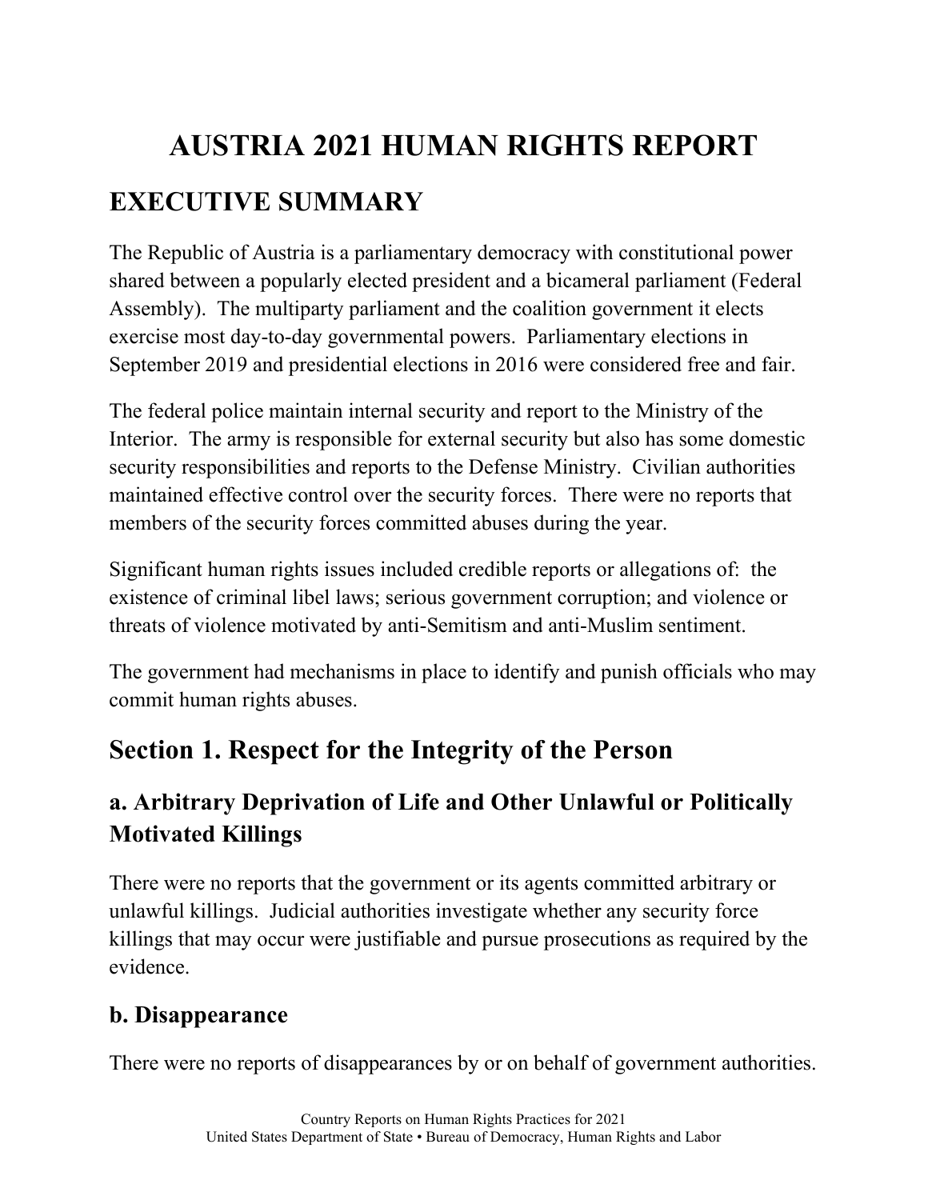# AUSTRIA 2021 HUMAN RIGHTS REPORT

## EXECUTIVE SUMMARY

The Republic of Austria is a parliamentary democracy with constitutional power shared between a popularly elected president and a bicameral parliament (Federal Assembly). The multiparty parliament and the coalition government it elects exercise most day-to-day governmental powers. Parliamentary elections in September 2019 and presidential elections in 2016 were considered free and fair.

The federal police maintain internal security and report to the Ministry of the Interior. The army is responsible for external security but also has some domestic security responsibilities and reports to the Defense Ministry. Civilian authorities maintained effective control over the security forces. There were no reports that members of the security forces committed abuses during the year.

Significant human rights issues included credible reports or allegations of: the existence of criminal libel laws; serious government corruption; and violence or threats of violence motivated by anti-Semitism and anti-Muslim sentiment.

The government had mechanisms in place to identify and punish officials who may commit human rights abuses.

## Section 1. Respect for the Integrity of the Person

### a. Arbitrary Deprivation of Life and Other Unlawful or Politically Motivated Killings

There were no reports that the government or its agents committed arbitrary or unlawful killings. Judicial authorities investigate whether any security force killings that may occur were justifiable and pursue prosecutions as required by the evidence.

### b. Disappearance

There were no reports of disappearances by or on behalf of government authorities.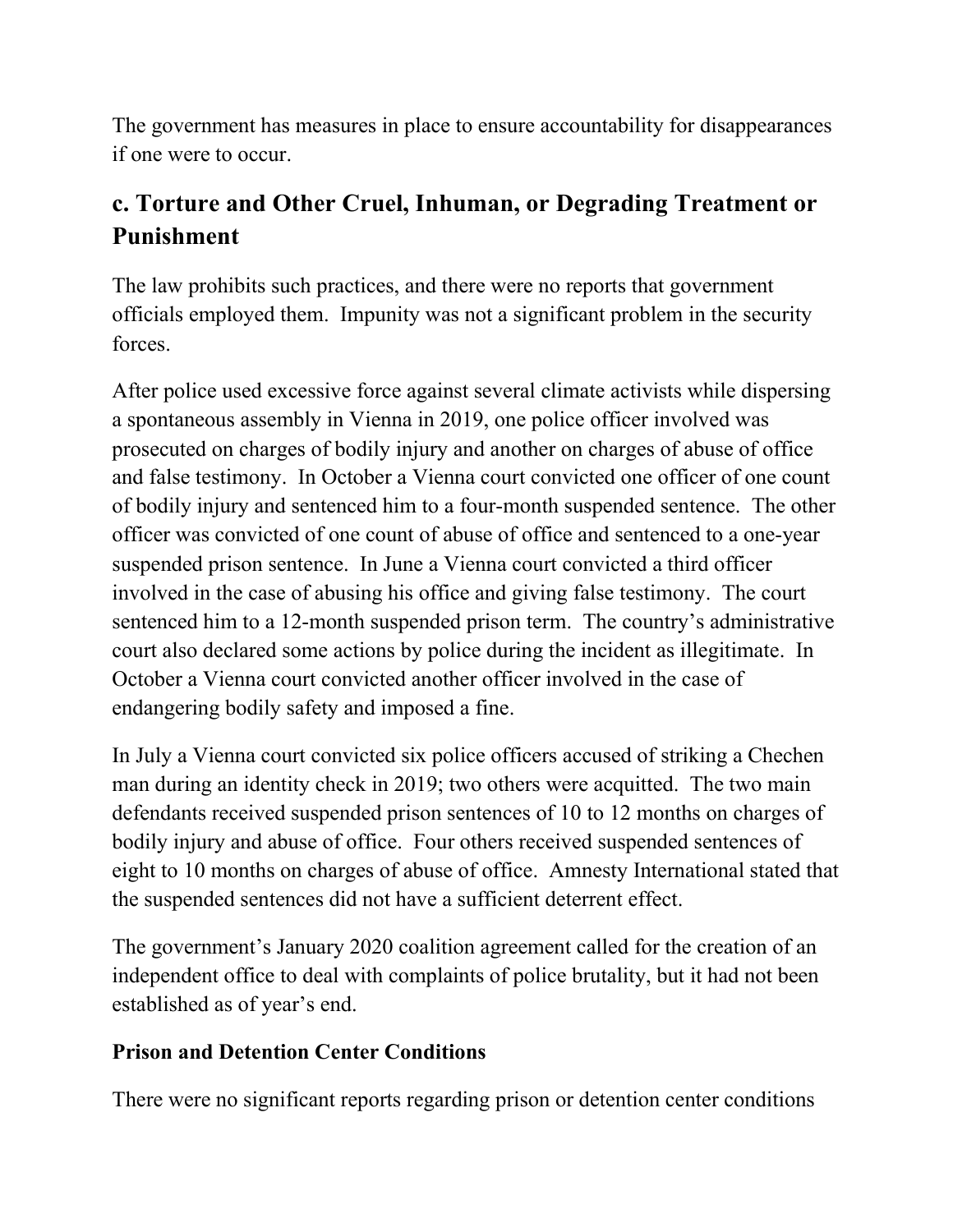The government has measures in place to ensure accountability for disappearances if one were to occur.

## c. Torture and Other Cruel, Inhuman, or Degrading Treatment or Punishment

The law prohibits such practices, and there were no reports that government officials employed them. Impunity was not a significant problem in the security forces.

After police used excessive force against several climate activists while dispersing a spontaneous assembly in Vienna in 2019, one police officer involved was prosecuted on charges of bodily injury and another on charges of abuse of office and false testimony. In October a Vienna court convicted one officer of one count of bodily injury and sentenced him to a four-month suspended sentence. The other officer was convicted of one count of abuse of office and sentenced to a one-year suspended prison sentence. In June a Vienna court convicted a third officer involved in the case of abusing his office and giving false testimony. The court sentenced him to a 12-month suspended prison term. The country's administrative court also declared some actions by police during the incident as illegitimate. In October a Vienna court convicted another officer involved in the case of endangering bodily safety and imposed a fine.

In July a Vienna court convicted six police officers accused of striking a Chechen man during an identity check in 2019; two others were acquitted. The two main defendants received suspended prison sentences of 10 to 12 months on charges of bodily injury and abuse of office. Four others received suspended sentences of eight to 10 months on charges of abuse of office. Amnesty International stated that the suspended sentences did not have a sufficient deterrent effect.

The government's January 2020 coalition agreement called for the creation of an independent office to deal with complaints of police brutality, but it had not been established as of year's end.

### Prison and Detention Center Conditions

There were no significant reports regarding prison or detention center conditions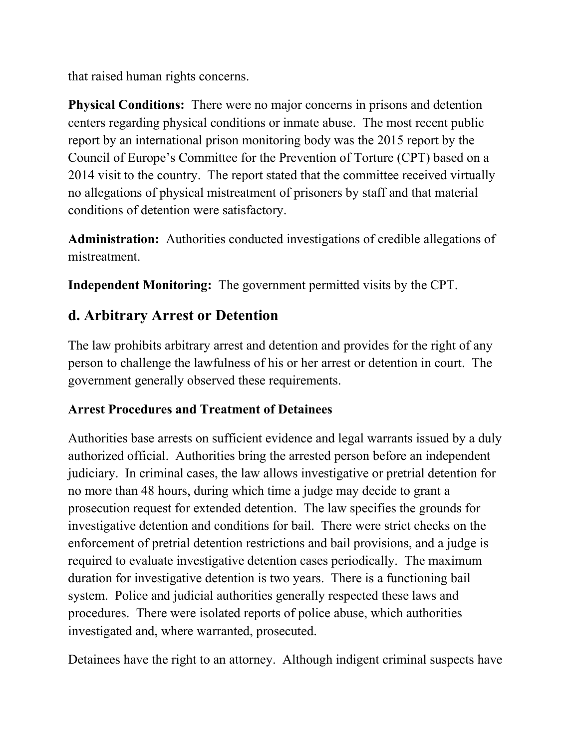that raised human rights concerns.

**Physical Conditions:** There were no major concerns in prisons and detention centers regarding physical conditions or inmate abuse. The most recent public report by an international prison monitoring body was the 2015 report by the Council of Europe's Committee for the Prevention of Torture (CPT) based on a 2014 visit to the country. The report stated that the committee received virtually no allegations of physical mistreatment of prisoners by staff and that material conditions of detention were satisfactory.

**Administration:** Authorities conducted investigations of credible allegations of mistreatment.

**Independent Monitoring:** The government permitted visits by the CPT.

## d. Arbitrary Arrest or Detention

The law prohibits arbitrary arrest and detention and provides for the right of any person to challenge the lawfulness of his or her arrest or detention in court. The government generally observed these requirements.

### Arrest Procedures and Treatment of Detainees

Authorities base arrests on sufficient evidence and legal warrants issued by a duly authorized official. Authorities bring the arrested person before an independent judiciary. In criminal cases, the law allows investigative or pretrial detention for no more than 48 hours, during which time a judge may decide to grant a prosecution request for extended detention. The law specifies the grounds for investigative detention and conditions for bail. There were strict checks on the enforcement of pretrial detention restrictions and bail provisions, and a judge is required to evaluate investigative detention cases periodically. The maximum duration for investigative detention is two years. There is a functioning bail system. Police and judicial authorities generally respected these laws and procedures. There were isolated reports of police abuse, which authorities investigated and, where warranted, prosecuted.

Detainees have the right to an attorney. Although indigent criminal suspects have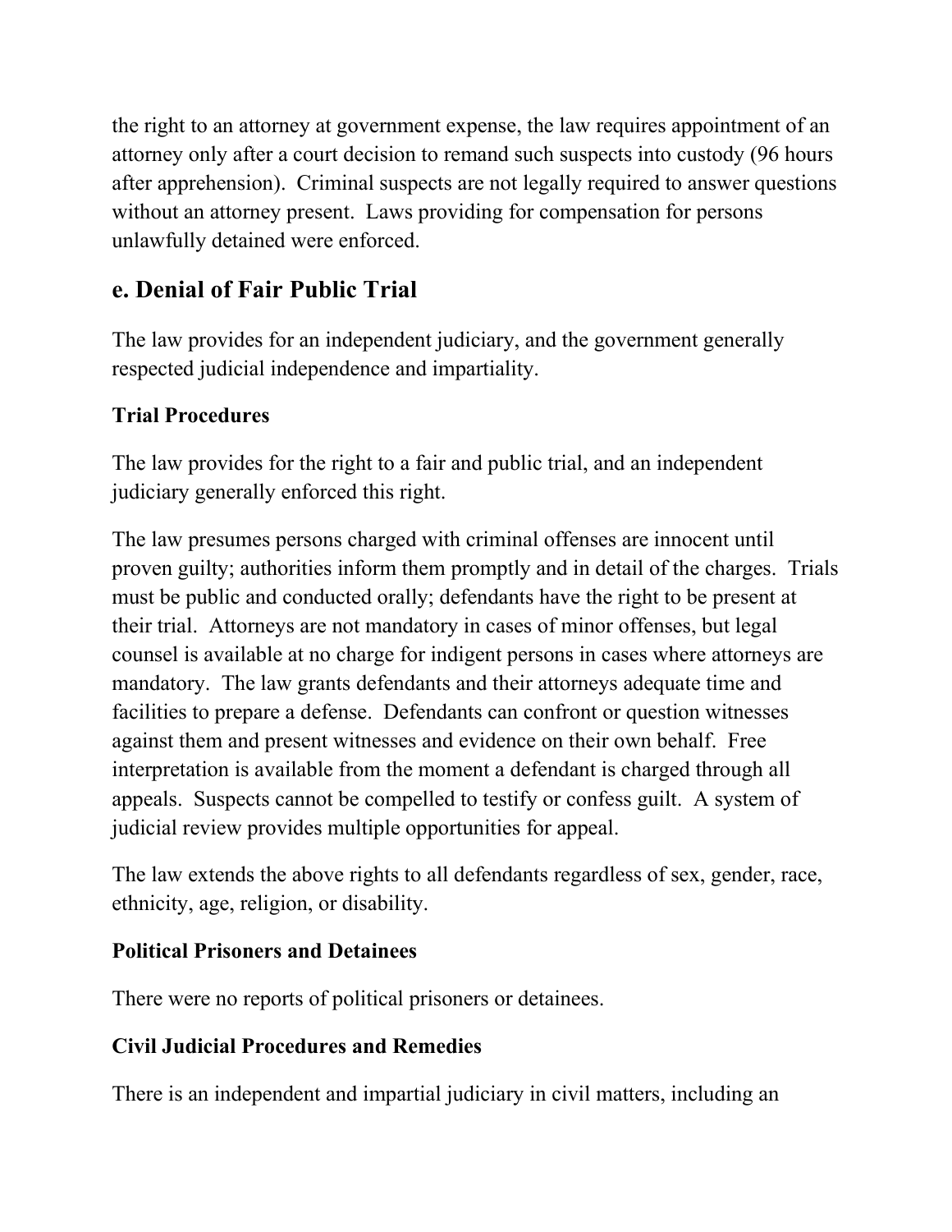the right to an attorney at government expense, the law requires appointment of an attorney only after a court decision to remand such suspects into custody (96 hours after apprehension). Criminal suspects are not legally required to answer questions without an attorney present. Laws providing for compensation for persons unlawfully detained were enforced.

## e. Denial of Fair Public Trial

The law provides for an independent judiciary, and the government generally respected judicial independence and impartiality.

### Trial Procedures

The law provides for the right to a fair and public trial, and an independent judiciary generally enforced this right.

The law presumes persons charged with criminal offenses are innocent until proven guilty; authorities inform them promptly and in detail of the charges. Trials must be public and conducted orally; defendants have the right to be present at their trial. Attorneys are not mandatory in cases of minor offenses, but legal counsel is available at no charge for indigent persons in cases where attorneys are mandatory. The law grants defendants and their attorneys adequate time and facilities to prepare a defense. Defendants can confront or question witnesses against them and present witnesses and evidence on their own behalf. Free interpretation is available from the moment a defendant is charged through all appeals. Suspects cannot be compelled to testify or confess guilt. A system of judicial review provides multiple opportunities for appeal.

The law extends the above rights to all defendants regardless of sex, gender, race, ethnicity, age, religion, or disability.

### Political Prisoners and Detainees

There were no reports of political prisoners or detainees.

### Civil Judicial Procedures and Remedies

There is an independent and impartial judiciary in civil matters, including an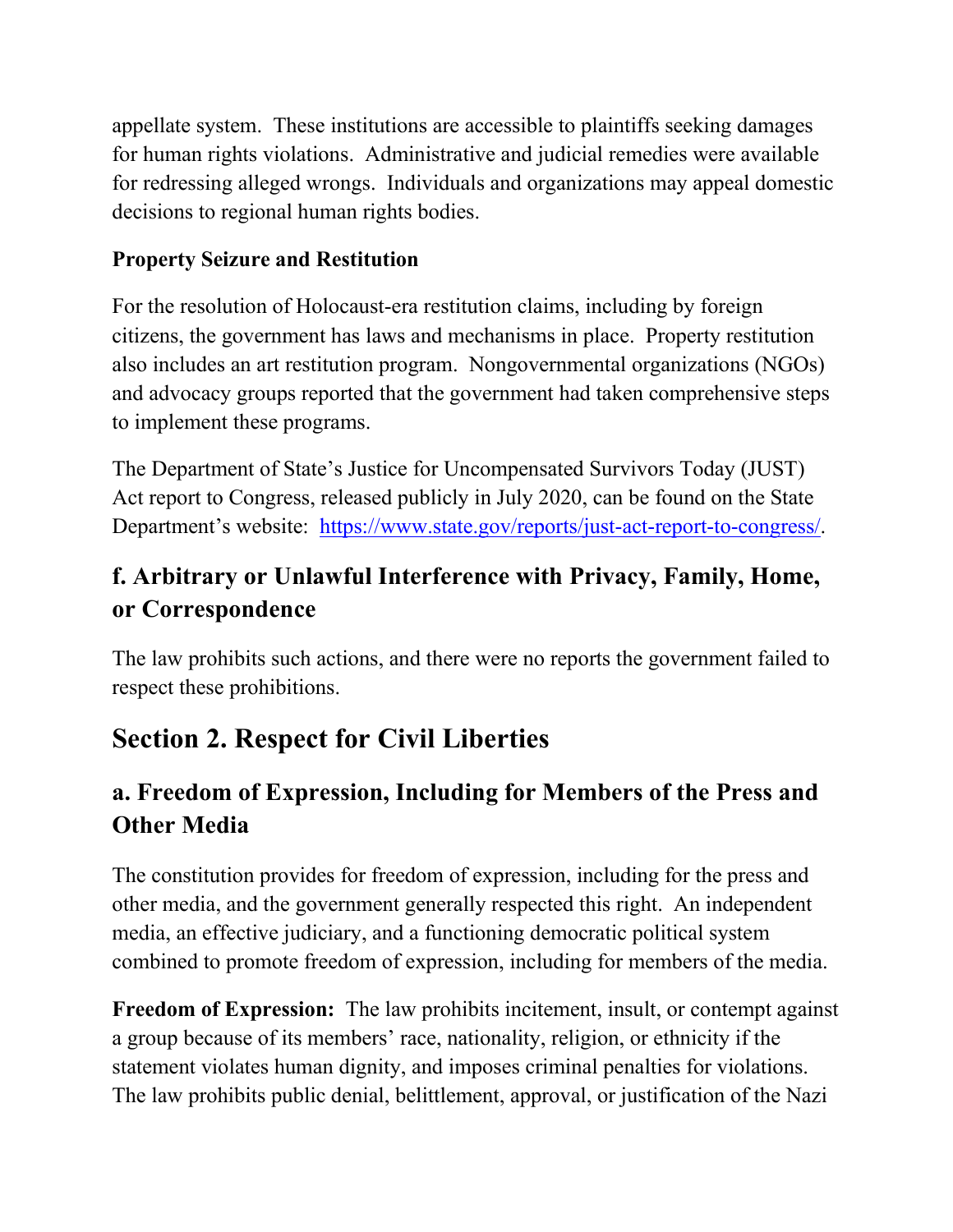appellate system. These institutions are accessible to plaintiffs seeking damages for human rights violations. Administrative and judicial remedies were available for redressing alleged wrongs. Individuals and organizations may appeal domestic decisions to regional human rights bodies.

**Property Seizure and Restitution**

For the resolution of Holocaust-era restitution claims, including by foreign citizens, the government has laws and mechanisms in place. Property restitution also includes an art restitution program. Nongovernmental organizations (NGOs) and advocacy groups reported that the government had taken comprehensive steps to implement these programs.

The Department of State's Justice for Uncompensated Survivors Today (JUST) Act report to Congress, released publicly in July 2020, can be found on the State Department's website: [https://www.state.gov/reports/just-act-report-to-congress/](https://www.state.gov/reports/just-act-report-to-congress/).

### f. Arbitrary or Unlawful Interference with Privacy, Family, Home, or Correspondence

The law prohibits such actions, and there were no reports the government failed to respect these prohibitions.

## Section 2. Respect for Civil Liberties

### a. Freedom of Expression, Including for Members of the Press and Other Media

The constitution provides for freedom of expression, including for the press and other media, and the government generally respected this right. An independent media, an effective judiciary, and a functioning democratic political system combined to promote freedom of expression, including for members of the media.

**Freedom of Expression:** The law prohibits incitement, insult, or contempt against a group because of its members' race, nationality, religion, or ethnicity if the statement violates human dignity, and imposes criminal penalties for violations. The law prohibits public denial, belittlement, approval, or justification of the Nazi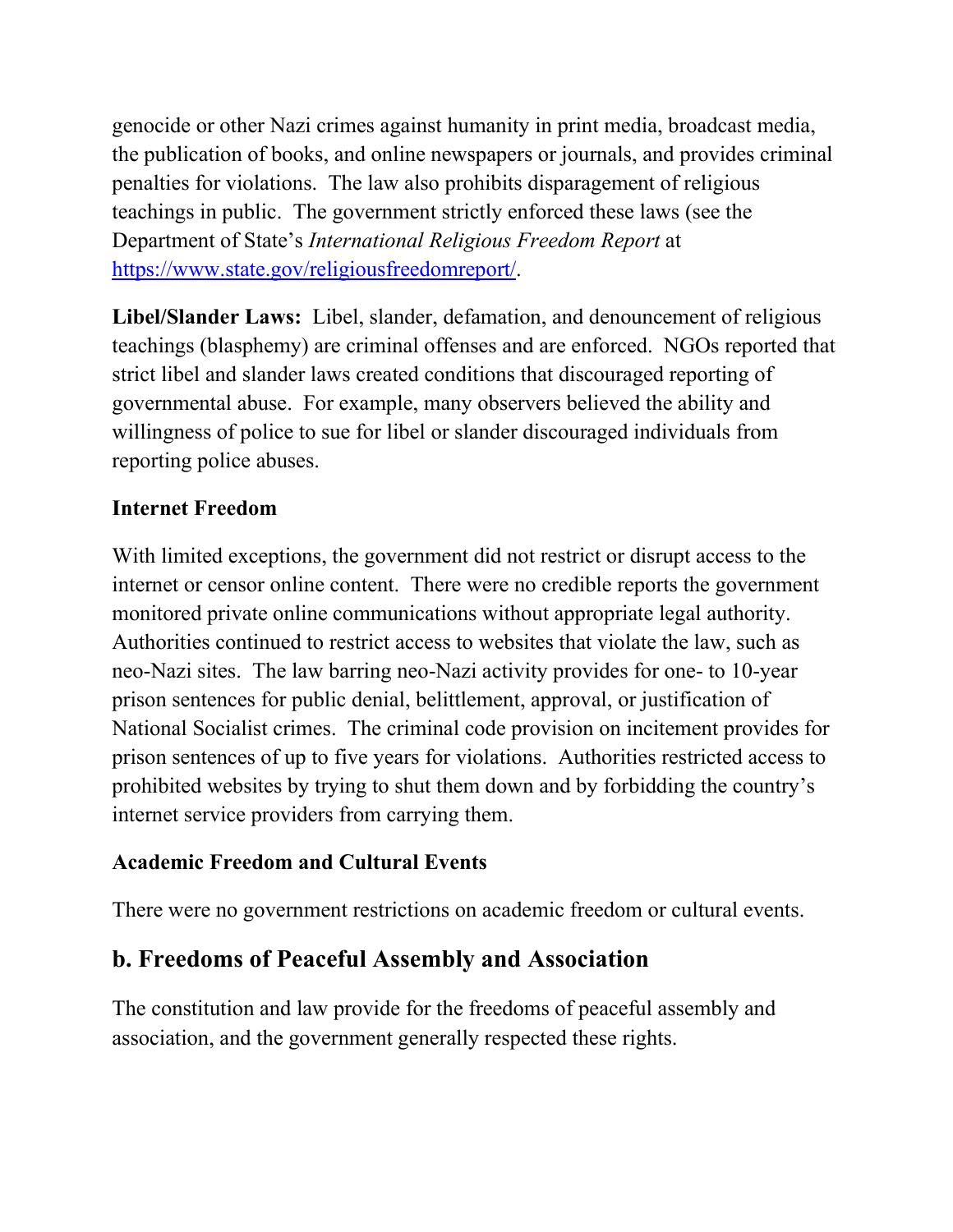genocide or other Nazi crimes against humanity in print media, broadcast media, the publication of books, and online newspapers or journals, and provides criminal penalties for violations. The law also prohibits disparagement of religious teachings in public. The government strictly enforced these laws (see the Department of State's *International Religious Freedom Report* at https://www.state.gov/religiousfreedomreport/.

**Libel/Slander Laws:** Libel, slander, defamation, and denouncement of religious teachings (blasphemy) are criminal offenses and are enforced. NGOs reported that strict libel and slander laws created conditions that discouraged reporting of governmental abuse. For example, many observers believed the ability and willingness of police to sue for libel or slander discouraged individuals from reporting police abuses.

**Internet Freedom**

With limited exceptions, the government did not restrict or disrupt access to the internet or censor online content. There were no credible reports the government monitored private online communications without appropriate legal authority. Authorities continued to restrict access to websites that violate the law, such as neo-Nazi sites. The law barring neo-Nazi activity provides for one- to 10-year prison sentences for public denial, belittlement, approval, or justification of National Socialist crimes. The criminal code provision on incitement provides for prison sentences of up to five years for violations. Authorities restricted access to prohibited websites by trying to shut them down and by forbidding the country's internet service providers from carrying them.

**Academic Freedom and Cultural Events**

There were no government restrictions on academic freedom or cultural events.

## b. Freedoms of Peaceful Assembly and Association

The constitution and law provide for the freedoms of peaceful assembly and association, and the government generally respected these rights.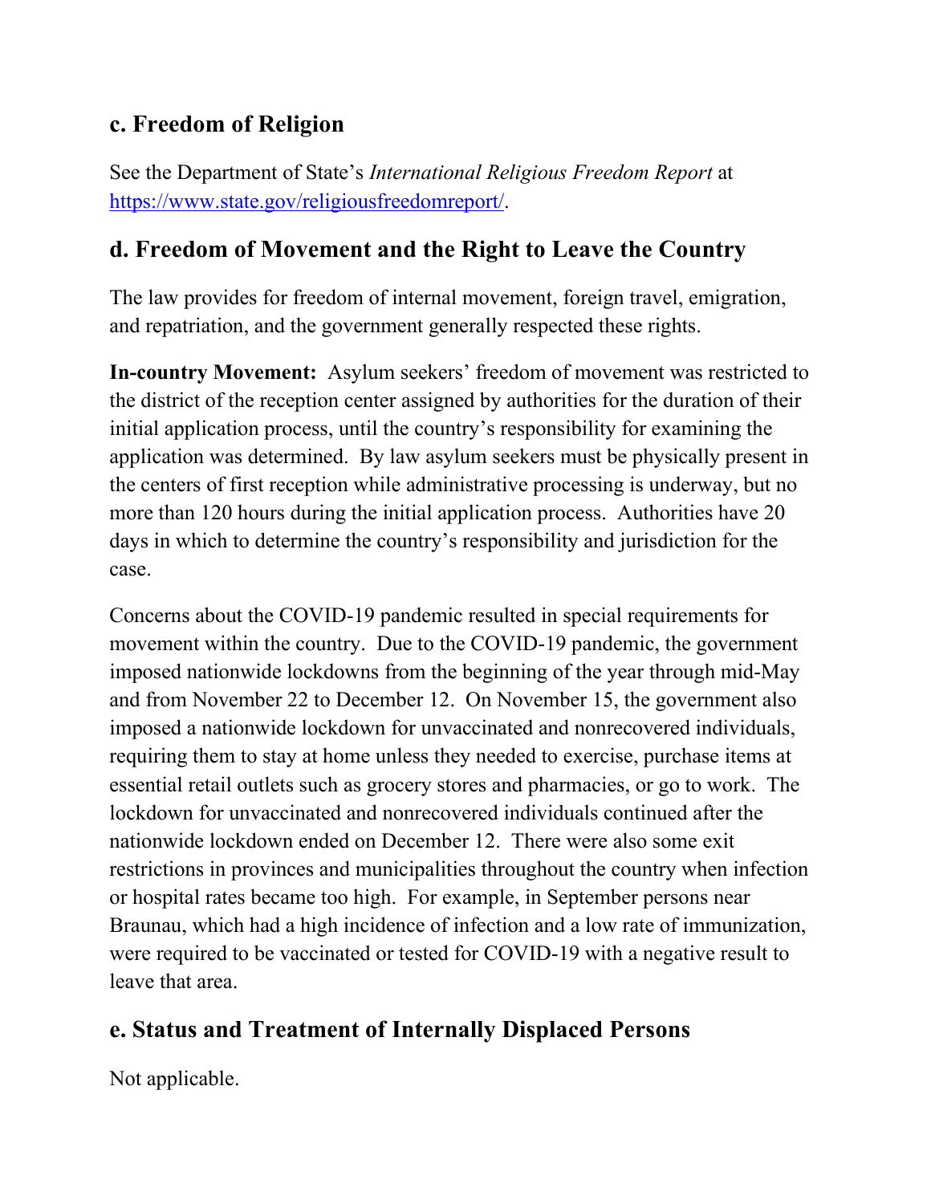## c. Freedom of Religion

See the Department of State's *International Religious Freedom Report* at [https://www.state.gov/religiousfreedomreport/](https://www.state.gov/religiousfreedomreport/).

## d. Freedom of Movement and the Right to Leave the Country

The law provides for freedom of internal movement, foreign travel, emigration, and repatriation, and the government generally respected these rights.

**In-country Movement:** Asylum seekers' freedom of movement was restricted to the district of the reception center assigned by authorities for the duration of their initial application process, until the country's responsibility for examining the application was determined. By law asylum seekers must be physically present in the centers of first reception while administrative processing is underway, but no more than 120 hours during the initial application process. Authorities have 20 days in which to determine the country's responsibility and jurisdiction for the case.

Concerns about the COVID-19 pandemic resulted in special requirements for movement within the country. Due to the COVID-19 pandemic, the government imposed nationwide lockdowns from the beginning of the year through mid-May and from November 22 to December 12. On November 15, the government also imposed a nationwide lockdown for unvaccinated and nonrecovered individuals, requiring them to stay at home unless they needed to exercise, purchase items at essential retail outlets such as grocery stores and pharmacies, or go to work. The lockdown for unvaccinated and nonrecovered individuals continued after the nationwide lockdown ended on December 12. There were also some exit restrictions in provinces and municipalities throughout the country when infection or hospital rates became too high. For example, in September persons near Braunau, which had a high incidence of infection and a low rate of immunization, were required to be vaccinated or tested for COVID-19 with a negative result to leave that area.

## e. Status and Treatment of Internally Displaced Persons

Not applicable.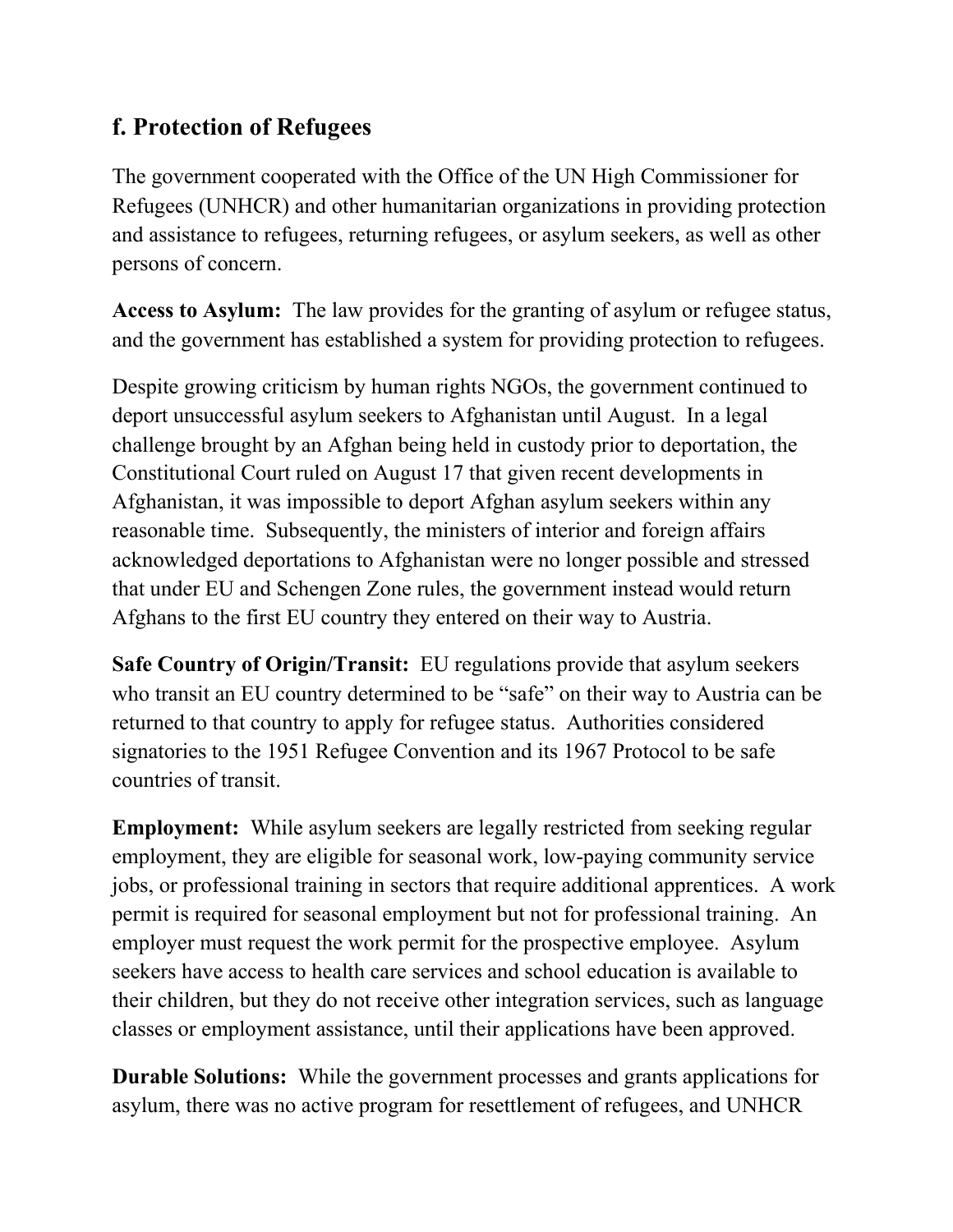## f. Protection of Refugees

The government cooperated with the Office of the UN High Commissioner for Refugees (UNHCR) and other humanitarian organizations in providing protection and assistance to refugees, returning refugees, or asylum seekers, as well as other persons of concern.

**Access to Asylum:** The law provides for the granting of asylum or refugee status, and the government has established a system for providing protection to refugees.

Despite growing criticism by human rights NGOs, the government continued to deport unsuccessful asylum seekers to Afghanistan until August. In a legal challenge brought by an Afghan being held in custody prior to deportation, the Constitutional Court ruled on August 17 that given recent developments in Afghanistan, it was impossible to deport Afghan asylum seekers within any reasonable time. Subsequently, the ministers of interior and foreign affairs acknowledged deportations to Afghanistan were no longer possible and stressed that under EU and Schengen Zone rules, the government instead would return Afghans to the first EU country they entered on their way to Austria.

**Safe Country of Origin/Transit:** EU regulations provide that asylum seekers who transit an EU country determined to be "safe" on their way to Austria can be returned to that country to apply for refugee status. Authorities considered signatories to the 1951 Refugee Convention and its 1967 Protocol to be safe countries of transit.

**Employment:** While asylum seekers are legally restricted from seeking regular employment, they are eligible for seasonal work, low-paying community service jobs, or professional training in sectors that require additional apprentices. A work permit is required for seasonal employment but not for professional training. An employer must request the work permit for the prospective employee. Asylum seekers have access to health care services and school education is available to their children, but they do not receive other integration services, such as language classes or employment assistance, until their applications have been approved.

**Durable Solutions:** While the government processes and grants applications for asylum, there was no active program for resettlement of refugees, and UNHCR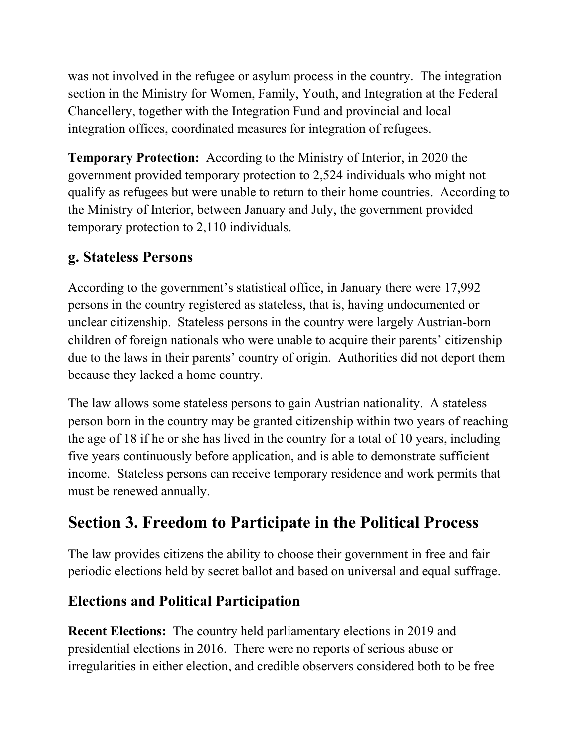was not involved in the refugee or asylum process in the country. The integration section in the Ministry for Women, Family, Youth, and Integration at the Federal Chancellery, together with the Integration Fund and provincial and local integration offices, coordinated measures for integration of refugees.

**Temporary Protection:** According to the Ministry of Interior, in 2020 the government provided temporary protection to 2,524 individuals who might not qualify as refugees but were unable to return to their home countries. According to the Ministry of Interior, between January and July, the government provided temporary protection to 2,110 individuals.

### g. Stateless Persons

According to the government's statistical office, in January there were 17,992 persons in the country registered as stateless, that is, having undocumented or unclear citizenship. Stateless persons in the country were largely Austrian-born children of foreign nationals who were unable to acquire their parents' citizenship due to the laws in their parents' country of origin. Authorities did not deport them because they lacked a home country.

The law allows some stateless persons to gain Austrian nationality. A stateless person born in the country may be granted citizenship within two years of reaching the age of 18 if he or she has lived in the country for a total of 10 years, including five years continuously before application, and is able to demonstrate sufficient income. Stateless persons can receive temporary residence and work permits that must be renewed annually.

## Section 3. Freedom to Participate in the Political Process

The law provides citizens the ability to choose their government in free and fair periodic elections held by secret ballot and based on universal and equal suffrage.

### Elections and Political Participation

**Recent Elections:** The country held parliamentary elections in 2019 and presidential elections in 2016. There were no reports of serious abuse or irregularities in either election, and credible observers considered both to be free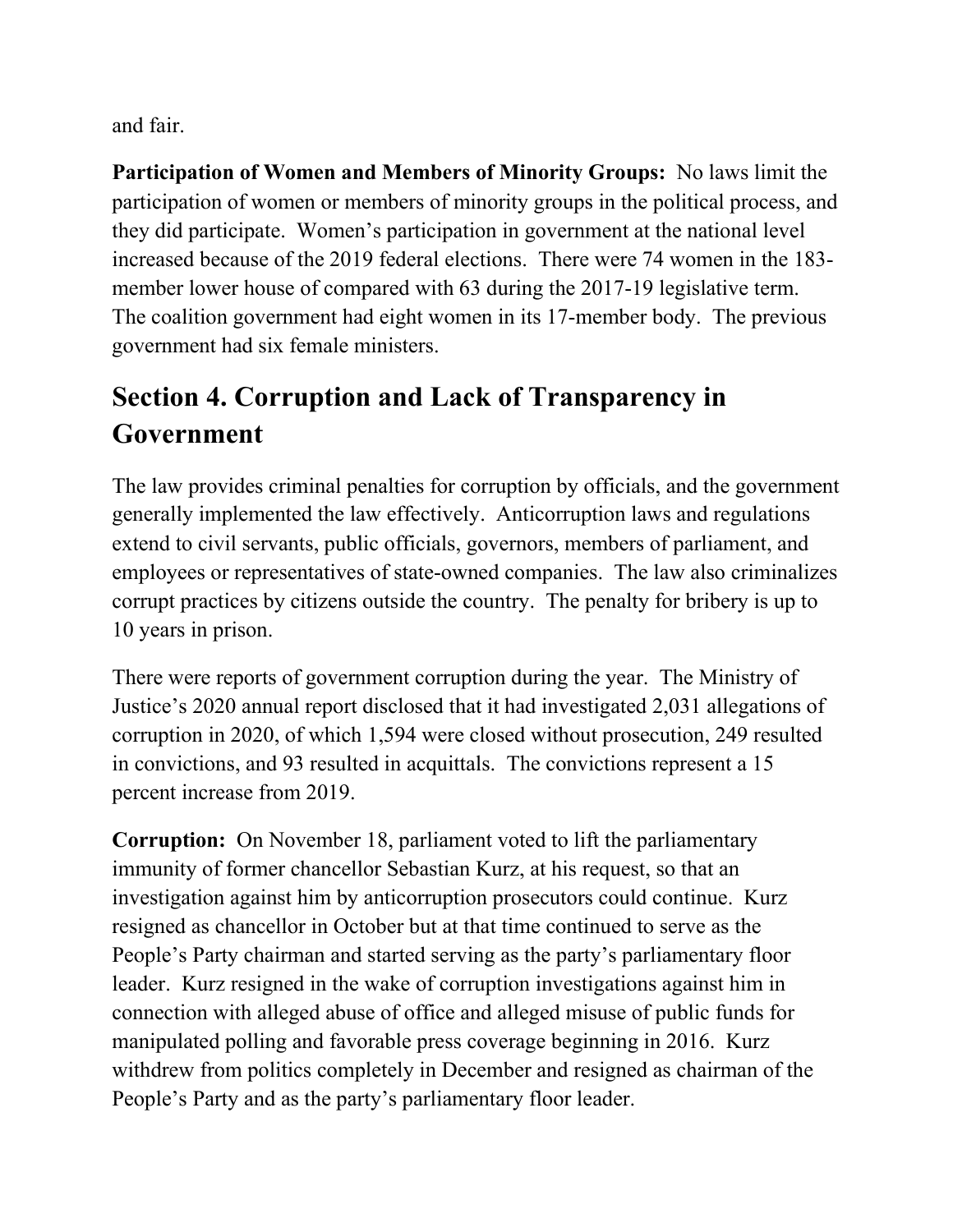and fair.

**Participation of Women and Members of Minority Groups:** No laws limit the participation of women or members of minority groups in the political process, and they did participate. Women's participation in government at the national level increased because of the 2019 federal elections. There were 74 women in the 183-member lower house of compared with 63 during the 2017-19 legislative term. The coalition government had eight women in its 17-member body. The previous government had six female ministers.

## Section 4. Corruption and Lack of Transparency in Government

The law provides criminal penalties for corruption by officials, and the government generally implemented the law effectively. Anticorruption laws and regulations extend to civil servants, public officials, governors, members of parliament, and employees or representatives of state-owned companies. The law also criminalizes corrupt practices by citizens outside the country. The penalty for bribery is up to 10 years in prison.

There were reports of government corruption during the year. The Ministry of Justice's 2020 annual report disclosed that it had investigated 2,031 allegations of corruption in 2020, of which 1,594 were closed without prosecution, 249 resulted in convictions, and 93 resulted in acquittals. The convictions represent a 15 percent increase from 2019.

**Corruption:** On November 18, parliament voted to lift the parliamentary immunity of former chancellor Sebastian Kurz, at his request, so that an investigation against him by anticorruption prosecutors could continue. Kurz resigned as chancellor in October but at that time continued to serve as the People's Party chairman and started serving as the party's parliamentary floor leader. Kurz resigned in the wake of corruption investigations against him in connection with alleged abuse of office and alleged misuse of public funds for manipulated polling and favorable press coverage beginning in 2016. Kurz withdrew from politics completely in December and resigned as chairman of the People's Party and as the party's parliamentary floor leader.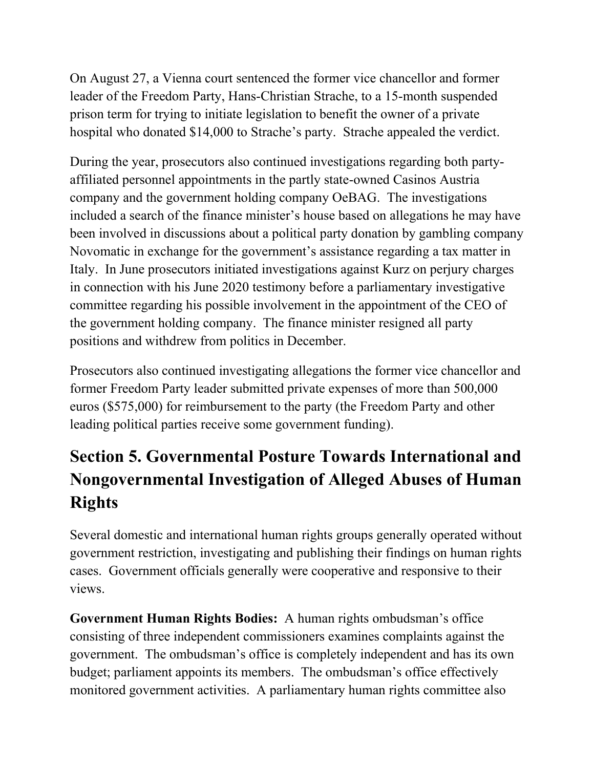On August 27, a Vienna court sentenced the former vice chancellor and former leader of the Freedom Party, Hans-Christian Strache, to a 15-month suspended prison term for trying to initiate legislation to benefit the owner of a private hospital who donated $14,000 to Strache's party. Strache appealed the verdict.

During the year, prosecutors also continued investigations regarding both party-affiliated personnel appointments in the partly state-owned Casinos Austria company and the government holding company OeBAG. The investigations included a search of the finance minister's house based on allegations he may have been involved in discussions about a political party donation by gambling company Novomatic in exchange for the government's assistance regarding a tax matter in Italy. In June prosecutors initiated investigations against Kurz on perjury charges in connection with his June 2020 testimony before a parliamentary investigative committee regarding his possible involvement in the appointment of the CEO of the government holding company. The finance minister resigned all party positions and withdrew from politics in December.

Prosecutors also continued investigating allegations the former vice chancellor and former Freedom Party leader submitted private expenses of more than 500,000 euros ($575,000) for reimbursement to the party (the Freedom Party and other leading political parties receive some government funding).

## Section 5. Governmental Posture Towards International and Nongovernmental Investigation of Alleged Abuses of Human Rights

Several domestic and international human rights groups generally operated without government restriction, investigating and publishing their findings on human rights cases. Government officials generally were cooperative and responsive to their views.

**Government Human Rights Bodies:** A human rights ombudsman's office consisting of three independent commissioners examines complaints against the government. The ombudsman's office is completely independent and has its own budget; parliament appoints its members. The ombudsman's office effectively monitored government activities. A parliamentary human rights committee also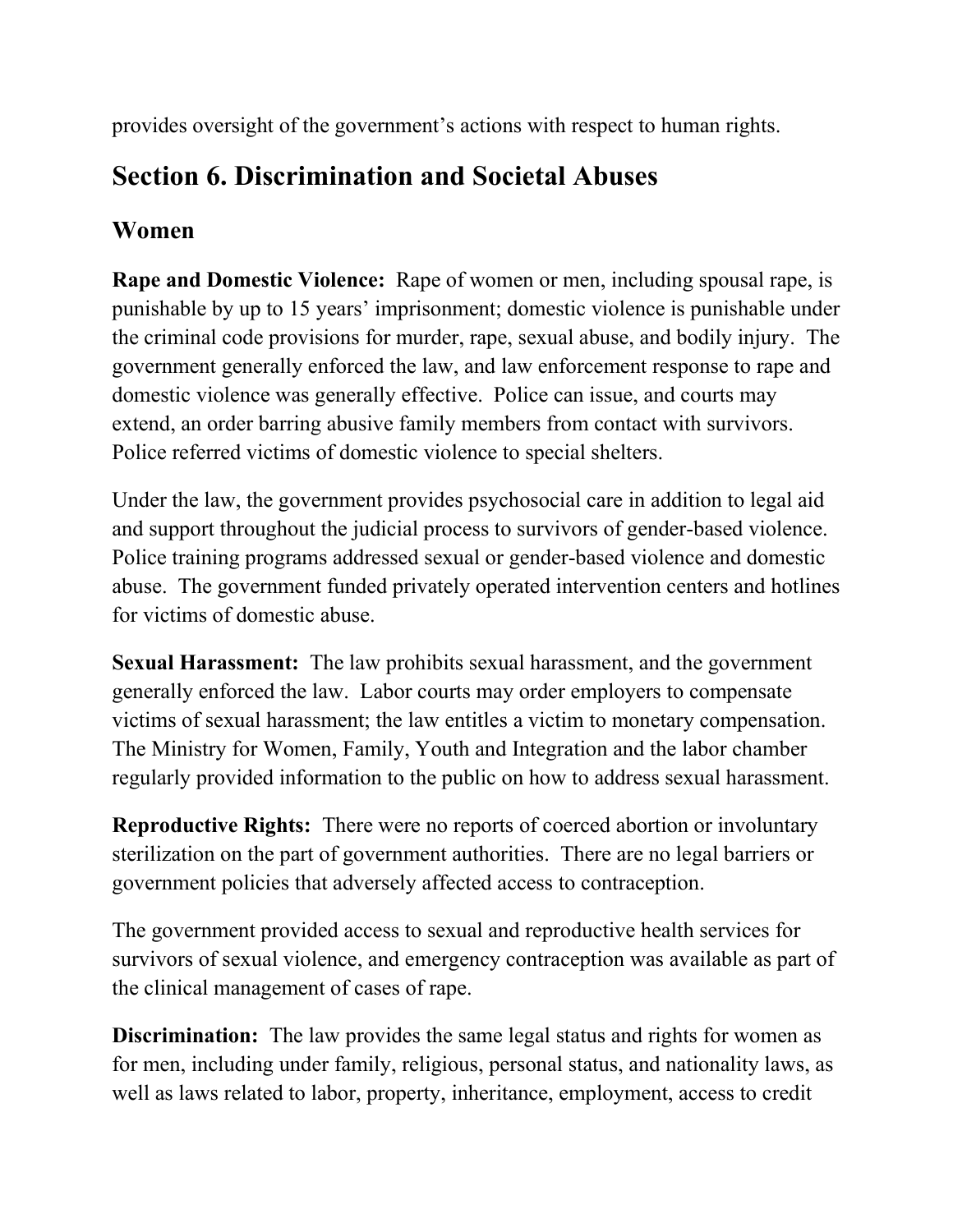provides oversight of the government's actions with respect to human rights.

## Section 6. Discrimination and Societal Abuses

### Women

**Rape and Domestic Violence:** Rape of women or men, including spousal rape, is punishable by up to 15 years' imprisonment; domestic violence is punishable under the criminal code provisions for murder, rape, sexual abuse, and bodily injury. The government generally enforced the law, and law enforcement response to rape and domestic violence was generally effective. Police can issue, and courts may extend, an order barring abusive family members from contact with survivors. Police referred victims of domestic violence to special shelters.

Under the law, the government provides psychosocial care in addition to legal aid and support throughout the judicial process to survivors of gender-based violence. Police training programs addressed sexual or gender-based violence and domestic abuse. The government funded privately operated intervention centers and hotlines for victims of domestic abuse.

**Sexual Harassment:** The law prohibits sexual harassment, and the government generally enforced the law. Labor courts may order employers to compensate victims of sexual harassment; the law entitles a victim to monetary compensation. The Ministry for Women, Family, Youth and Integration and the labor chamber regularly provided information to the public on how to address sexual harassment.

**Reproductive Rights:** There were no reports of coerced abortion or involuntary sterilization on the part of government authorities. There are no legal barriers or government policies that adversely affected access to contraception.

The government provided access to sexual and reproductive health services for survivors of sexual violence, and emergency contraception was available as part of the clinical management of cases of rape.

**Discrimination:** The law provides the same legal status and rights for women as for men, including under family, religious, personal status, and nationality laws, as well as laws related to labor, property, inheritance, employment, access to credit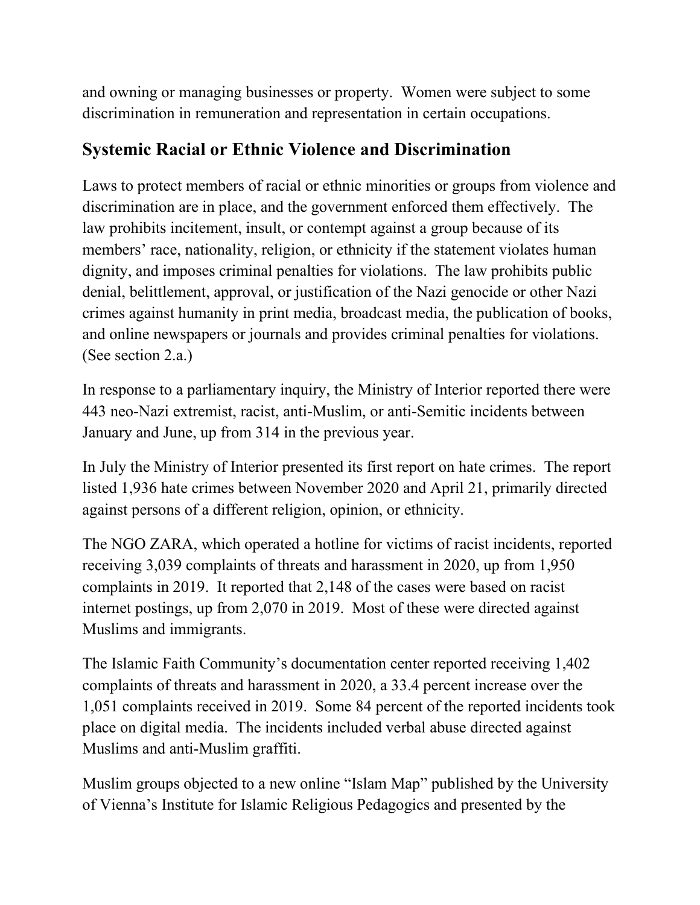and owning or managing businesses or property. Women were subject to some discrimination in remuneration and representation in certain occupations.

## Systemic Racial or Ethnic Violence and Discrimination

Laws to protect members of racial or ethnic minorities or groups from violence and discrimination are in place, and the government enforced them effectively. The law prohibits incitement, insult, or contempt against a group because of its members' race, nationality, religion, or ethnicity if the statement violates human dignity, and imposes criminal penalties for violations. The law prohibits public denial, belittlement, approval, or justification of the Nazi genocide or other Nazi crimes against humanity in print media, broadcast media, the publication of books, and online newspapers or journals and provides criminal penalties for violations. (See section 2.a.)

In response to a parliamentary inquiry, the Ministry of Interior reported there were 443 neo-Nazi extremist, racist, anti-Muslim, or anti-Semitic incidents between January and June, up from 314 in the previous year.

In July the Ministry of Interior presented its first report on hate crimes. The report listed 1,936 hate crimes between November 2020 and April 21, primarily directed against persons of a different religion, opinion, or ethnicity.

The NGO ZARA, which operated a hotline for victims of racist incidents, reported receiving 3,039 complaints of threats and harassment in 2020, up from 1,950 complaints in 2019. It reported that 2,148 of the cases were based on racist internet postings, up from 2,070 in 2019. Most of these were directed against Muslims and immigrants.

The Islamic Faith Community's documentation center reported receiving 1,402 complaints of threats and harassment in 2020, a 33.4 percent increase over the 1,051 complaints received in 2019. Some 84 percent of the reported incidents took place on digital media. The incidents included verbal abuse directed against Muslims and anti-Muslim graffiti.

Muslim groups objected to a new online "Islam Map" published by the University of Vienna's Institute for Islamic Religious Pedagogics and presented by the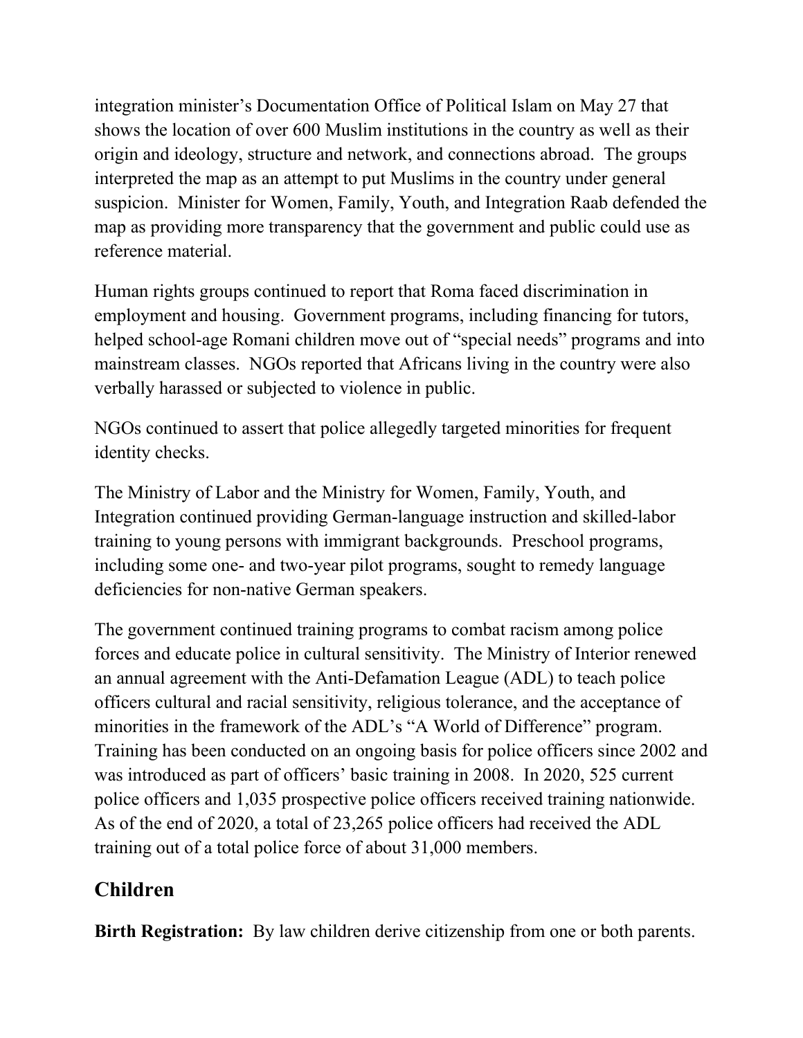integration minister's Documentation Office of Political Islam on May 27 that shows the location of over 600 Muslim institutions in the country as well as their origin and ideology, structure and network, and connections abroad. The groups interpreted the map as an attempt to put Muslims in the country under general suspicion. Minister for Women, Family, Youth, and Integration Raab defended the map as providing more transparency that the government and public could use as reference material.

Human rights groups continued to report that Roma faced discrimination in employment and housing. Government programs, including financing for tutors, helped school-age Romani children move out of "special needs" programs and into mainstream classes. NGOs reported that Africans living in the country were also verbally harassed or subjected to violence in public.

NGOs continued to assert that police allegedly targeted minorities for frequent identity checks.

The Ministry of Labor and the Ministry for Women, Family, Youth, and Integration continued providing German-language instruction and skilled-labor training to young persons with immigrant backgrounds. Preschool programs, including some one- and two-year pilot programs, sought to remedy language deficiencies for non-native German speakers.

The government continued training programs to combat racism among police forces and educate police in cultural sensitivity. The Ministry of Interior renewed an annual agreement with the Anti-Defamation League (ADL) to teach police officers cultural and racial sensitivity, religious tolerance, and the acceptance of minorities in the framework of the ADL's "A World of Difference" program. Training has been conducted on an ongoing basis for police officers since 2002 and was introduced as part of officers' basic training in 2008. In 2020, 525 current police officers and 1,035 prospective police officers received training nationwide. As of the end of 2020, a total of 23,265 police officers had received the ADL training out of a total police force of about 31,000 members.

## Children

**Birth Registration:** By law children derive citizenship from one or both parents.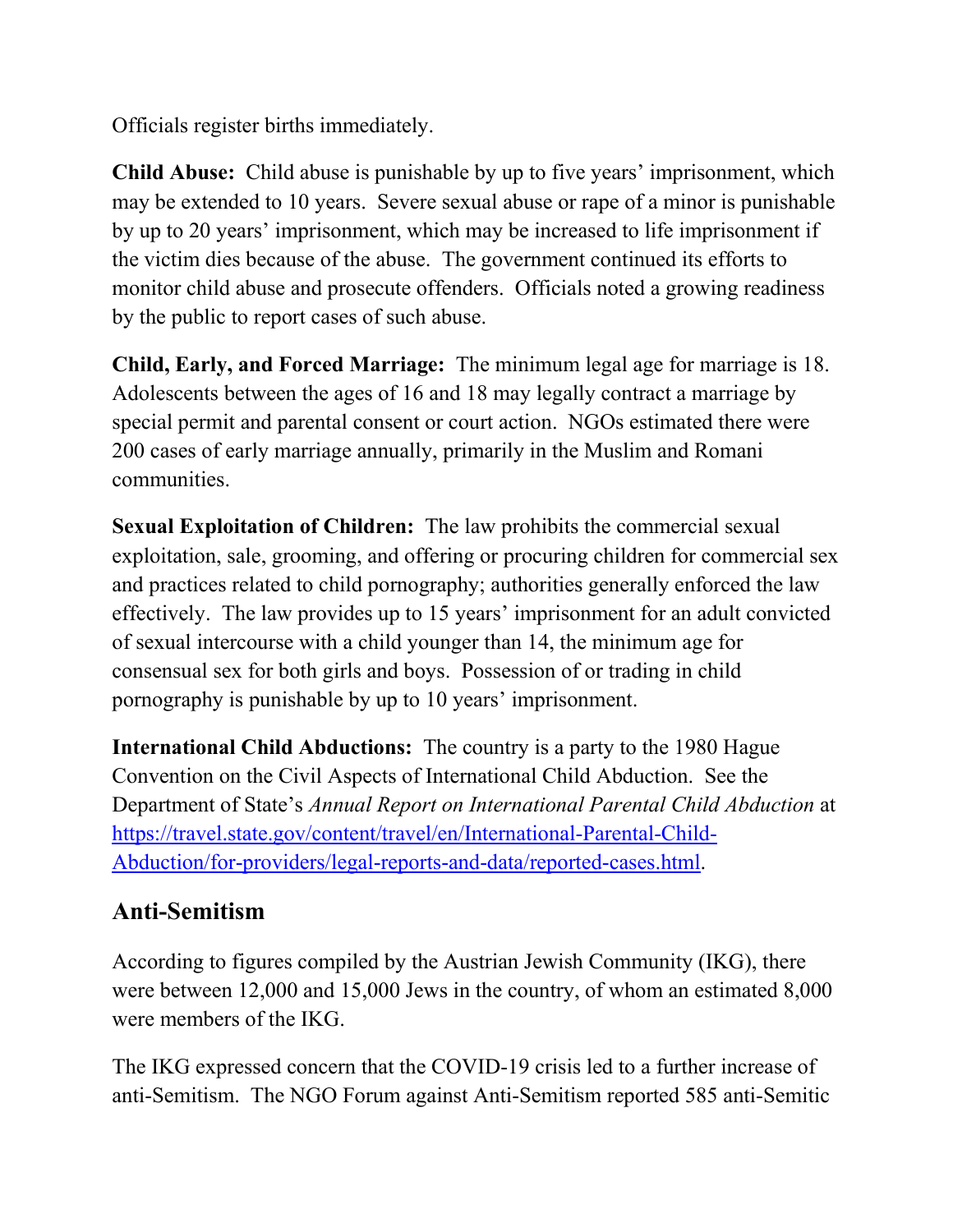Officials register births immediately.

**Child Abuse:** Child abuse is punishable by up to five years' imprisonment, which may be extended to 10 years. Severe sexual abuse or rape of a minor is punishable by up to 20 years' imprisonment, which may be increased to life imprisonment if the victim dies because of the abuse. The government continued its efforts to monitor child abuse and prosecute offenders. Officials noted a growing readiness by the public to report cases of such abuse.

**Child, Early, and Forced Marriage:** The minimum legal age for marriage is 18. Adolescents between the ages of 16 and 18 may legally contract a marriage by special permit and parental consent or court action. NGOs estimated there were 200 cases of early marriage annually, primarily in the Muslim and Romani communities.

**Sexual Exploitation of Children:** The law prohibits the commercial sexual exploitation, sale, grooming, and offering or procuring children for commercial sex and practices related to child pornography; authorities generally enforced the law effectively. The law provides up to 15 years' imprisonment for an adult convicted of sexual intercourse with a child younger than 14, the minimum age for consensual sex for both girls and boys. Possession of or trading in child pornography is punishable by up to 10 years' imprisonment.

**International Child Abductions:** The country is a party to the 1980 Hague Convention on the Civil Aspects of International Child Abduction. See the Department of State's *Annual Report on International Parental Child Abduction* at [https://travel.state.gov/content/travel/en/International-Parental-Child-Abduction/for-providers/legal-reports-and-data/reported-cases.html](https://travel.state.gov/content/travel/en/International-Parental-Child-Abduction/for-providers/legal-reports-and-data/reported-cases.html).

## Anti-Semitism

According to figures compiled by the Austrian Jewish Community (IKG), there were between 12,000 and 15,000 Jews in the country, of whom an estimated 8,000 were members of the IKG.

The IKG expressed concern that the COVID-19 crisis led to a further increase of anti-Semitism. The NGO Forum against Anti-Semitism reported 585 anti-Semitic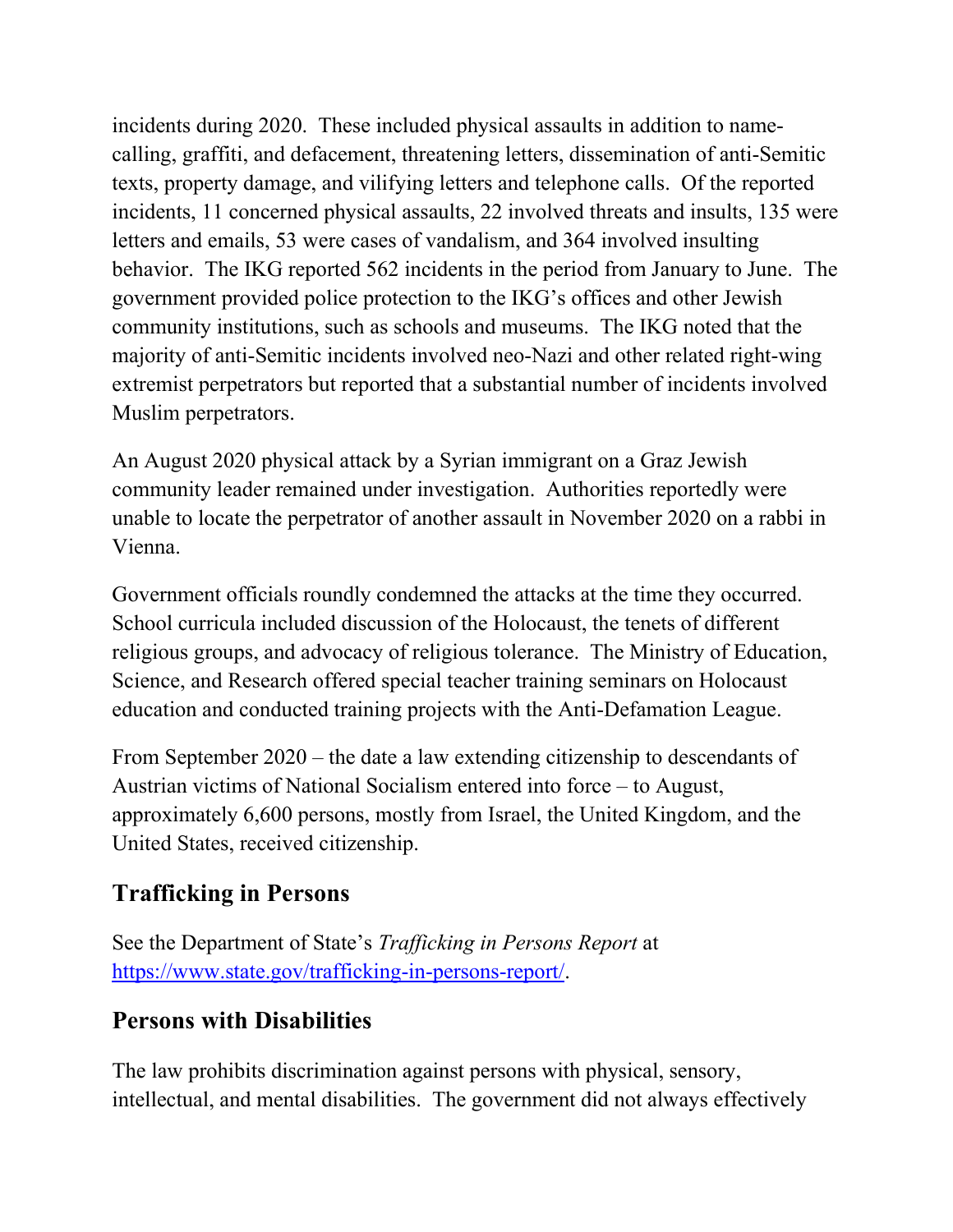incidents during 2020. These included physical assaults in addition to name-calling, graffiti, and defacement, threatening letters, dissemination of anti-Semitic texts, property damage, and vilifying letters and telephone calls. Of the reported incidents, 11 concerned physical assaults, 22 involved threats and insults, 135 were letters and emails, 53 were cases of vandalism, and 364 involved insulting behavior. The IKG reported 562 incidents in the period from January to June. The government provided police protection to the IKG's offices and other Jewish community institutions, such as schools and museums. The IKG noted that the majority of anti-Semitic incidents involved neo-Nazi and other related right-wing extremist perpetrators but reported that a substantial number of incidents involved Muslim perpetrators.

An August 2020 physical attack by a Syrian immigrant on a Graz Jewish community leader remained under investigation. Authorities reportedly were unable to locate the perpetrator of another assault in November 2020 on a rabbi in Vienna.

Government officials roundly condemned the attacks at the time they occurred. School curricula included discussion of the Holocaust, the tenets of different religious groups, and advocacy of religious tolerance. The Ministry of Education, Science, and Research offered special teacher training seminars on Holocaust education and conducted training projects with the Anti-Defamation League.

From September 2020 – the date a law extending citizenship to descendants of Austrian victims of National Socialism entered into force – to August, approximately 6,600 persons, mostly from Israel, the United Kingdom, and the United States, received citizenship.

## Trafficking in Persons

See the Department of State's *Trafficking in Persons Report* at https://www.state.gov/trafficking-in-persons-report/.

## Persons with Disabilities

The law prohibits discrimination against persons with physical, sensory, intellectual, and mental disabilities. The government did not always effectively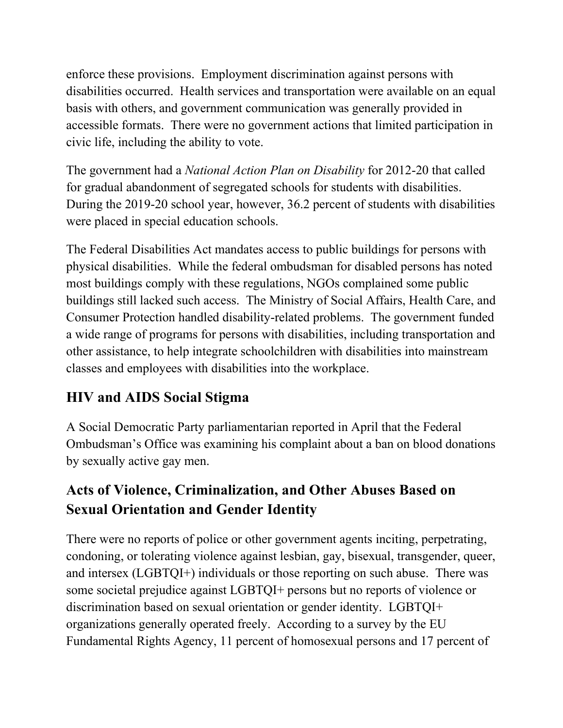enforce these provisions. Employment discrimination against persons with disabilities occurred. Health services and transportation were available on an equal basis with others, and government communication was generally provided in accessible formats. There were no government actions that limited participation in civic life, including the ability to vote.

The government had a *National Action Plan on Disability* for 2012-20 that called for gradual abandonment of segregated schools for students with disabilities. During the 2019-20 school year, however, 36.2 percent of students with disabilities were placed in special education schools.

The Federal Disabilities Act mandates access to public buildings for persons with physical disabilities. While the federal ombudsman for disabled persons has noted most buildings comply with these regulations, NGOs complained some public buildings still lacked such access. The Ministry of Social Affairs, Health Care, and Consumer Protection handled disability-related problems. The government funded a wide range of programs for persons with disabilities, including transportation and other assistance, to help integrate schoolchildren with disabilities into mainstream classes and employees with disabilities into the workplace.

## HIV and AIDS Social Stigma

A Social Democratic Party parliamentarian reported in April that the Federal Ombudsman's Office was examining his complaint about a ban on blood donations by sexually active gay men.

## Acts of Violence, Criminalization, and Other Abuses Based on Sexual Orientation and Gender Identity

There were no reports of police or other government agents inciting, perpetrating, condoning, or tolerating violence against lesbian, gay, bisexual, transgender, queer, and intersex (LGBTQI+) individuals or those reporting on such abuse. There was some societal prejudice against LGBTQI+ persons but no reports of violence or discrimination based on sexual orientation or gender identity. LGBTQI+ organizations generally operated freely. According to a survey by the EU Fundamental Rights Agency, 11 percent of homosexual persons and 17 percent of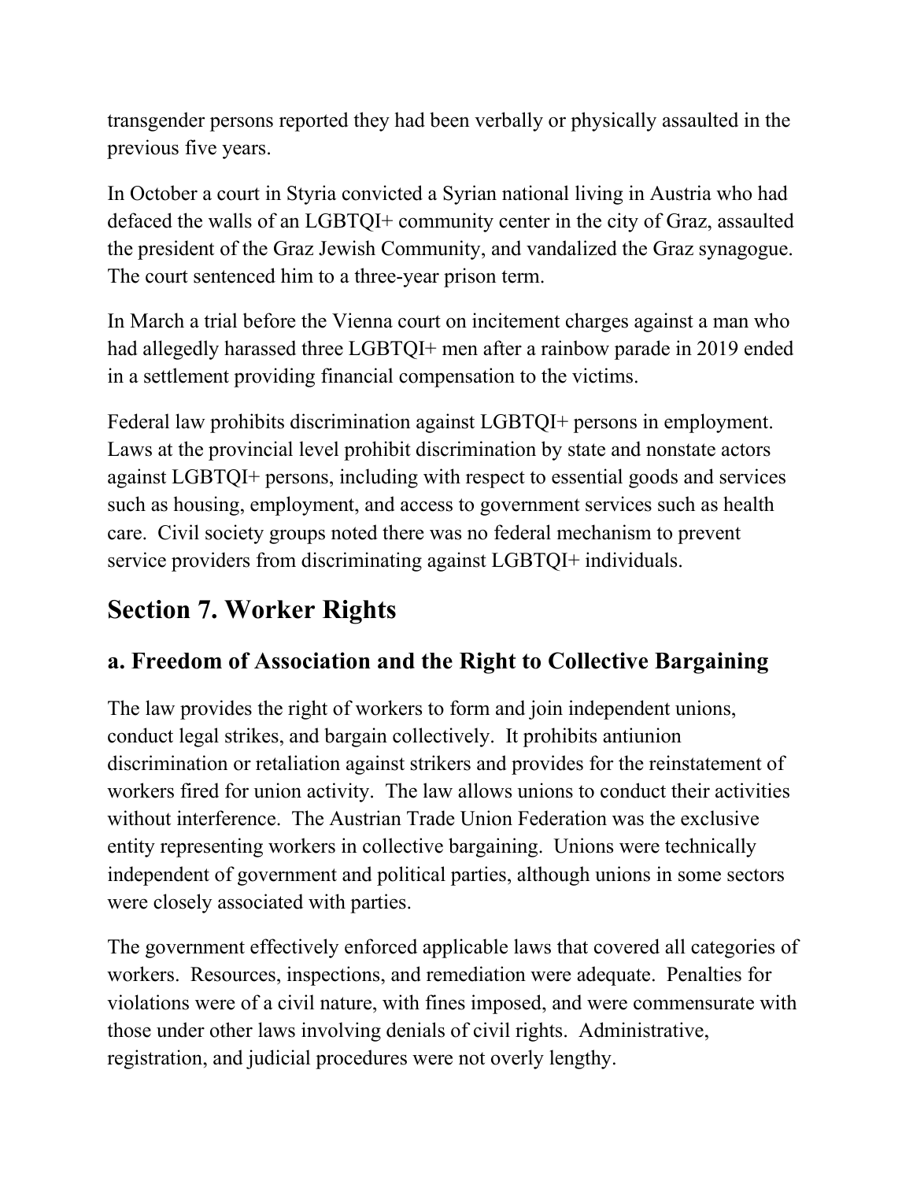transgender persons reported they had been verbally or physically assaulted in the previous five years.

In October a court in Styria convicted a Syrian national living in Austria who had defaced the walls of an LGBTQI+ community center in the city of Graz, assaulted the president of the Graz Jewish Community, and vandalized the Graz synagogue. The court sentenced him to a three-year prison term.

In March a trial before the Vienna court on incitement charges against a man who had allegedly harassed three LGBTQI+ men after a rainbow parade in 2019 ended in a settlement providing financial compensation to the victims.

Federal law prohibits discrimination against LGBTQI+ persons in employment. Laws at the provincial level prohibit discrimination by state and nonstate actors against LGBTQI+ persons, including with respect to essential goods and services such as housing, employment, and access to government services such as health care. Civil society groups noted there was no federal mechanism to prevent service providers from discriminating against LGBTQI+ individuals.

# Section 7. Worker Rights

## a. Freedom of Association and the Right to Collective Bargaining

The law provides the right of workers to form and join independent unions, conduct legal strikes, and bargain collectively. It prohibits antiunion discrimination or retaliation against strikers and provides for the reinstatement of workers fired for union activity. The law allows unions to conduct their activities without interference. The Austrian Trade Union Federation was the exclusive entity representing workers in collective bargaining. Unions were technically independent of government and political parties, although unions in some sectors were closely associated with parties.

The government effectively enforced applicable laws that covered all categories of workers. Resources, inspections, and remediation were adequate. Penalties for violations were of a civil nature, with fines imposed, and were commensurate with those under other laws involving denials of civil rights. Administrative, registration, and judicial procedures were not overly lengthy.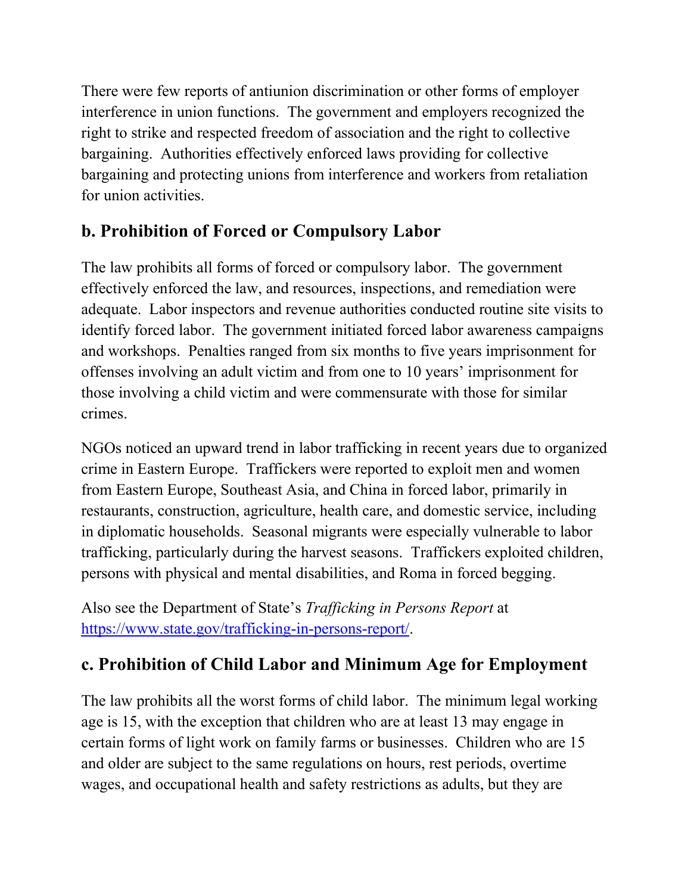There were few reports of antiunion discrimination or other forms of employer interference in union functions. The government and employers recognized the right to strike and respected freedom of association and the right to collective bargaining. Authorities effectively enforced laws providing for collective bargaining and protecting unions from interference and workers from retaliation for union activities.

## b. Prohibition of Forced or Compulsory Labor

The law prohibits all forms of forced or compulsory labor. The government effectively enforced the law, and resources, inspections, and remediation were adequate. Labor inspectors and revenue authorities conducted routine site visits to identify forced labor. The government initiated forced labor awareness campaigns and workshops. Penalties ranged from six months to five years imprisonment for offenses involving an adult victim and from one to 10 years' imprisonment for those involving a child victim and were commensurate with those for similar crimes.

NGOs noticed an upward trend in labor trafficking in recent years due to organized crime in Eastern Europe. Traffickers were reported to exploit men and women from Eastern Europe, Southeast Asia, and China in forced labor, primarily in restaurants, construction, agriculture, health care, and domestic service, including in diplomatic households. Seasonal migrants were especially vulnerable to labor trafficking, particularly during the harvest seasons. Traffickers exploited children, persons with physical and mental disabilities, and Roma in forced begging.

Also see the Department of State's *Trafficking in Persons Report* at https://www.state.gov/trafficking-in-persons-report/.

## c. Prohibition of Child Labor and Minimum Age for Employment

The law prohibits all the worst forms of child labor. The minimum legal working age is 15, with the exception that children who are at least 13 may engage in certain forms of light work on family farms or businesses. Children who are 15 and older are subject to the same regulations on hours, rest periods, overtime wages, and occupational health and safety restrictions as adults, but they are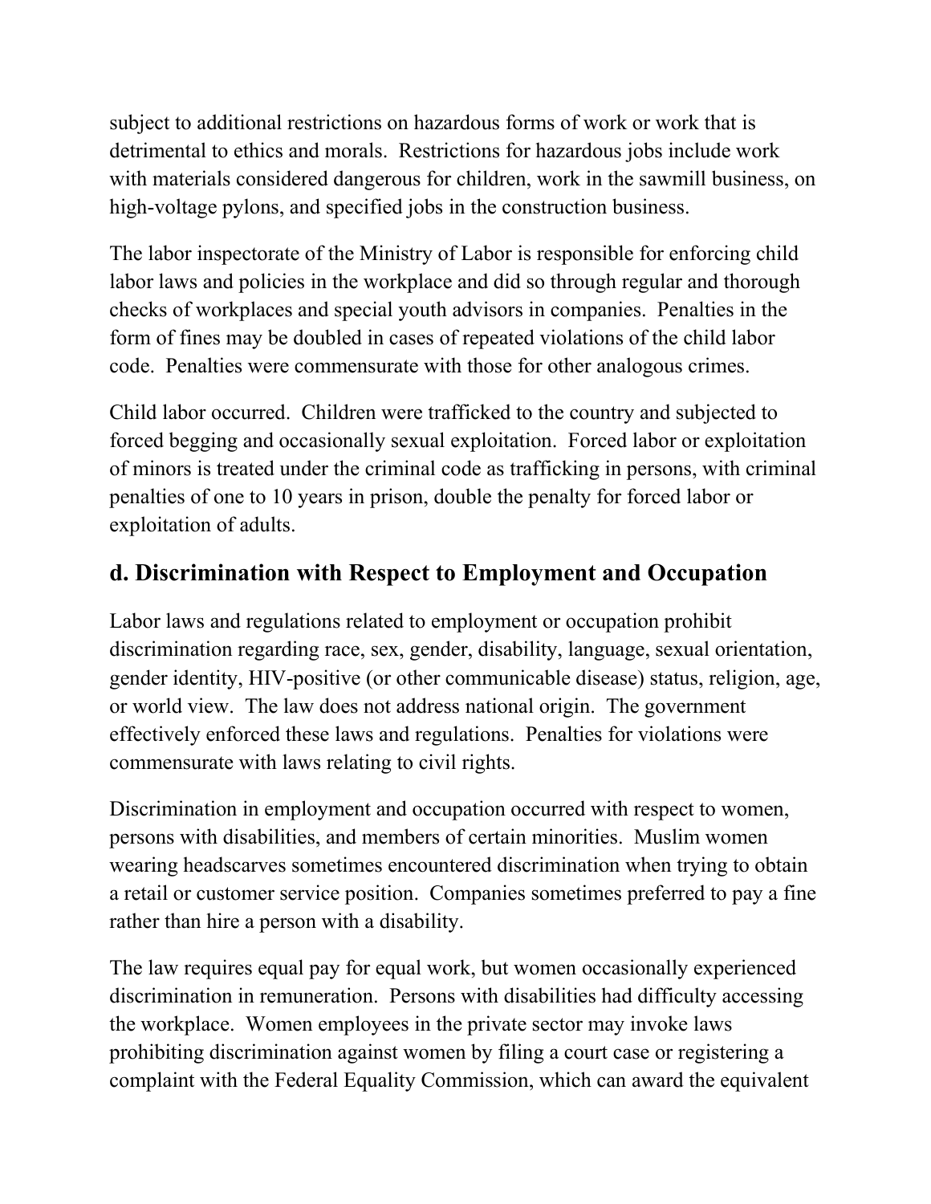subject to additional restrictions on hazardous forms of work or work that is detrimental to ethics and morals. Restrictions for hazardous jobs include work with materials considered dangerous for children, work in the sawmill business, on high-voltage pylons, and specified jobs in the construction business.

The labor inspectorate of the Ministry of Labor is responsible for enforcing child labor laws and policies in the workplace and did so through regular and thorough checks of workplaces and special youth advisors in companies. Penalties in the form of fines may be doubled in cases of repeated violations of the child labor code. Penalties were commensurate with those for other analogous crimes.

Child labor occurred. Children were trafficked to the country and subjected to forced begging and occasionally sexual exploitation. Forced labor or exploitation of minors is treated under the criminal code as trafficking in persons, with criminal penalties of one to 10 years in prison, double the penalty for forced labor or exploitation of adults.

## d. Discrimination with Respect to Employment and Occupation

Labor laws and regulations related to employment or occupation prohibit discrimination regarding race, sex, gender, disability, language, sexual orientation, gender identity, HIV-positive (or other communicable disease) status, religion, age, or world view. The law does not address national origin. The government effectively enforced these laws and regulations. Penalties for violations were commensurate with laws relating to civil rights.

Discrimination in employment and occupation occurred with respect to women, persons with disabilities, and members of certain minorities. Muslim women wearing headscarves sometimes encountered discrimination when trying to obtain a retail or customer service position. Companies sometimes preferred to pay a fine rather than hire a person with a disability.

The law requires equal pay for equal work, but women occasionally experienced discrimination in remuneration. Persons with disabilities had difficulty accessing the workplace. Women employees in the private sector may invoke laws prohibiting discrimination against women by filing a court case or registering a complaint with the Federal Equality Commission, which can award the equivalent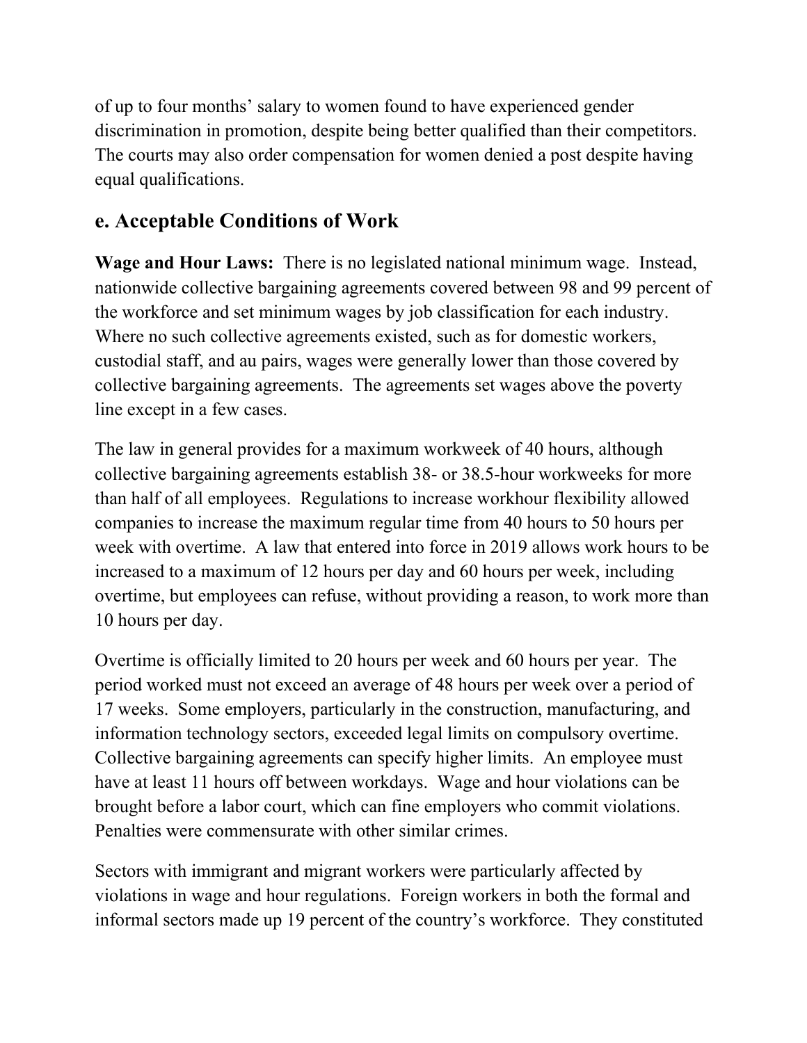of up to four months' salary to women found to have experienced gender discrimination in promotion, despite being better qualified than their competitors. The courts may also order compensation for women denied a post despite having equal qualifications.

## e. Acceptable Conditions of Work

**Wage and Hour Laws:** There is no legislated national minimum wage. Instead, nationwide collective bargaining agreements covered between 98 and 99 percent of the workforce and set minimum wages by job classification for each industry. Where no such collective agreements existed, such as for domestic workers, custodial staff, and au pairs, wages were generally lower than those covered by collective bargaining agreements. The agreements set wages above the poverty line except in a few cases.

The law in general provides for a maximum workweek of 40 hours, although collective bargaining agreements establish 38- or 38.5-hour workweeks for more than half of all employees. Regulations to increase workhour flexibility allowed companies to increase the maximum regular time from 40 hours to 50 hours per week with overtime. A law that entered into force in 2019 allows work hours to be increased to a maximum of 12 hours per day and 60 hours per week, including overtime, but employees can refuse, without providing a reason, to work more than 10 hours per day.

Overtime is officially limited to 20 hours per week and 60 hours per year. The period worked must not exceed an average of 48 hours per week over a period of 17 weeks. Some employers, particularly in the construction, manufacturing, and information technology sectors, exceeded legal limits on compulsory overtime. Collective bargaining agreements can specify higher limits. An employee must have at least 11 hours off between workdays. Wage and hour violations can be brought before a labor court, which can fine employers who commit violations. Penalties were commensurate with other similar crimes.

Sectors with immigrant and migrant workers were particularly affected by violations in wage and hour regulations. Foreign workers in both the formal and informal sectors made up 19 percent of the country's workforce. They constituted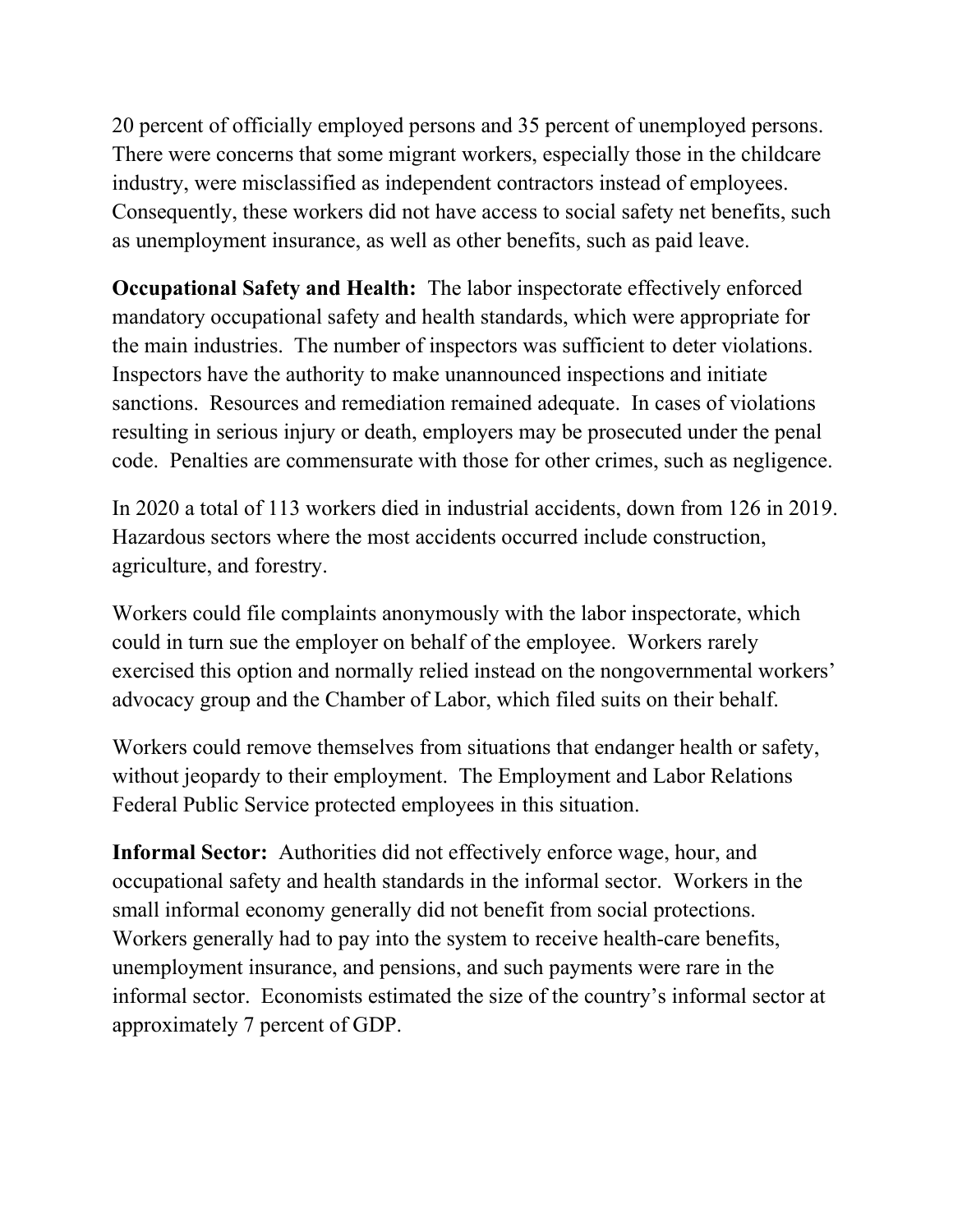20 percent of officially employed persons and 35 percent of unemployed persons. There were concerns that some migrant workers, especially those in the childcare industry, were misclassified as independent contractors instead of employees. Consequently, these workers did not have access to social safety net benefits, such as unemployment insurance, as well as other benefits, such as paid leave.

**Occupational Safety and Health:** The labor inspectorate effectively enforced mandatory occupational safety and health standards, which were appropriate for the main industries. The number of inspectors was sufficient to deter violations. Inspectors have the authority to make unannounced inspections and initiate sanctions. Resources and remediation remained adequate. In cases of violations resulting in serious injury or death, employers may be prosecuted under the penal code. Penalties are commensurate with those for other crimes, such as negligence.

In 2020 a total of 113 workers died in industrial accidents, down from 126 in 2019. Hazardous sectors where the most accidents occurred include construction, agriculture, and forestry.

Workers could file complaints anonymously with the labor inspectorate, which could in turn sue the employer on behalf of the employee. Workers rarely exercised this option and normally relied instead on the nongovernmental workers' advocacy group and the Chamber of Labor, which filed suits on their behalf.

Workers could remove themselves from situations that endanger health or safety, without jeopardy to their employment. The Employment and Labor Relations Federal Public Service protected employees in this situation.

**Informal Sector:** Authorities did not effectively enforce wage, hour, and occupational safety and health standards in the informal sector. Workers in the small informal economy generally did not benefit from social protections. Workers generally had to pay into the system to receive health-care benefits, unemployment insurance, and pensions, and such payments were rare in the informal sector. Economists estimated the size of the country's informal sector at approximately 7 percent of GDP.